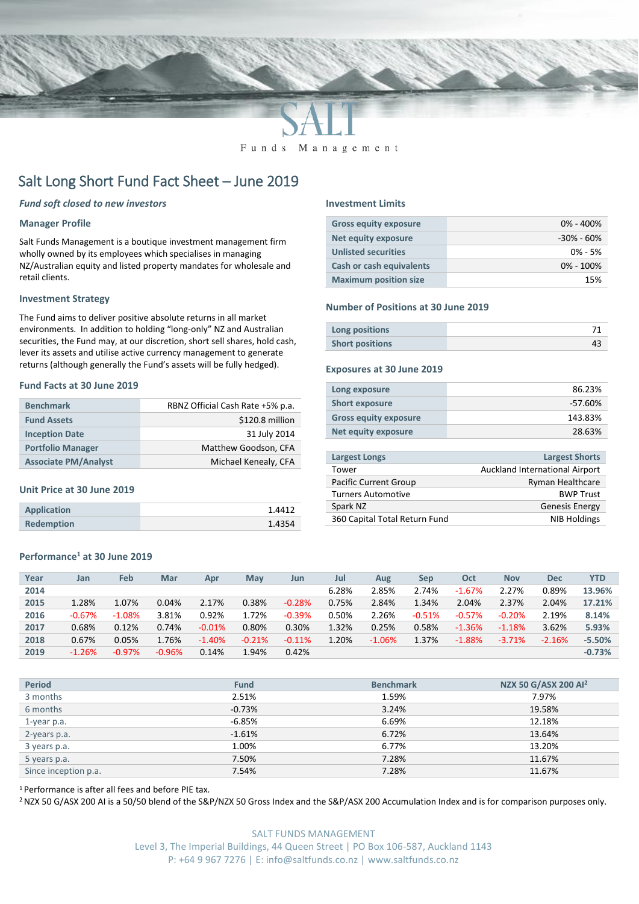SALT

Funds Management

# Salt Long Short Fund Fact Sheet – June 2019

***Fund soft closed to new investors***

### Manager Profile

Salt Funds Management is a boutique investment management firm wholly owned by its employees which specialises in managing NZ/Australian equity and listed property mandates for wholesale and retail clients.

### Investment Strategy

The Fund aims to deliver positive absolute returns in all market environments. In addition to holding "long-only" NZ and Australian securities, the Fund may, at our discretion, short sell shares, hold cash, lever its assets and utilise active currency management to generate returns (although generally the Fund's assets will be fully hedged).

### Fund Facts at 30 June 2019

| | |
|---|---|
| Benchmark | RBNZ Official Cash Rate +5% p.a. |
| Fund Assets | $120.8 million |
| Inception Date | 31 July 2014 |
| Portfolio Manager | Matthew Goodson, CFA |
| Associate PM/Analyst | Michael Kenealy, CFA |

### Unit Price at 30 June 2019

| | |
|---|---|
| Application | 1.4412 |
| Redemption | 1.4354 |

### Investment Limits

| | |
|---|---|
| Gross equity exposure | 0% - 400% |
| Net equity exposure | -30% - 60% |
| Unlisted securities | 0% - 5% |
| Cash or cash equivalents | 0% - 100% |
| Maximum position size | 15% |

### Number of Positions at 30 June 2019

| | |
|---|---|
| Long positions | 71 |
| Short positions | 43 |

### Exposures at 30 June 2019

| | |
|---|---|
| Long exposure | 86.23% |
| Short exposure | -57.60% |
| Gross equity exposure | 143.83% |
| Net equity exposure | 28.63% |

| Largest Longs | Largest Shorts |
|---|---|
| Tower | Auckland International Airport |
| Pacific Current Group | Ryman Healthcare |
| Turners Automotive | BWP Trust |
| Spark NZ | Genesis Energy |
| 360 Capital Total Return Fund | NIB Holdings |

### Performance[1] at 30 June 2019

| Year | Jan | Feb | Mar | Apr | May | Jun | Jul | Aug | Sep | Oct | Nov | Dec | YTD |
|---|---|---|---|---|---|---|---|---|---|---|---|---|---|
| 2014 | | | | | | | 6.28% | 2.85% | 2.74% | -1.67% | 2.27% | 0.89% | 13.96% |
| 2015 | 1.28% | 1.07% | 0.04% | 2.17% | 0.38% | -0.28% | 0.75% | 2.84% | 1.34% | 2.04% | 2.37% | 2.04% | 17.21% |
| 2016 | -0.67% | -1.08% | 3.81% | 0.92% | 1.72% | -0.39% | 0.50% | 2.26% | -0.51% | -0.57% | -0.20% | 2.19% | 8.14% |
| 2017 | 0.68% | 0.12% | 0.74% | -0.01% | 0.80% | 0.30% | 1.32% | 0.25% | 0.58% | -1.36% | -1.18% | 3.62% | 5.93% |
| 2018 | 0.67% | 0.05% | 1.76% | -1.40% | -0.21% | -0.11% | 1.20% | -1.06% | 1.37% | -1.88% | -3.71% | -2.16% | -5.50% |
| 2019 | -1.26% | -0.97% | -0.96% | 0.14% | 1.94% | 0.42% | | | | | | | -0.73% |

| Period | Fund | Benchmark | NZX 50 G/ASX 200 AI[2] |
|---|---|---|---|
| 3 months | 2.51% | 1.59% | 7.97% |
| 6 months | -0.73% | 3.24% | 19.58% |
| 1-year p.a. | -6.85% | 6.69% | 12.18% |
| 2-years p.a. | -1.61% | 6.72% | 13.64% |
| 3 years p.a. | 1.00% | 6.77% | 13.20% |
| 5 years p.a. | 7.50% | 7.28% | 11.67% |
| Since inception p.a. | 7.54% | 7.28% | 11.67% |

[1] Performance is after all fees and before PIE tax.

[2] NZX 50 G/ASX 200 AI is a 50/50 blend of the S&P/NZX 50 Gross Index and the S&P/ASX 200 Accumulation Index and is for comparison purposes only.

SALT FUNDS MANAGEMENT
Level 3, The Imperial Buildings, 44 Queen Street | PO Box 106-587, Auckland 1143
P: +64 9 967 7276 | E: info@saltfunds.co.nz | www.saltfunds.co.nz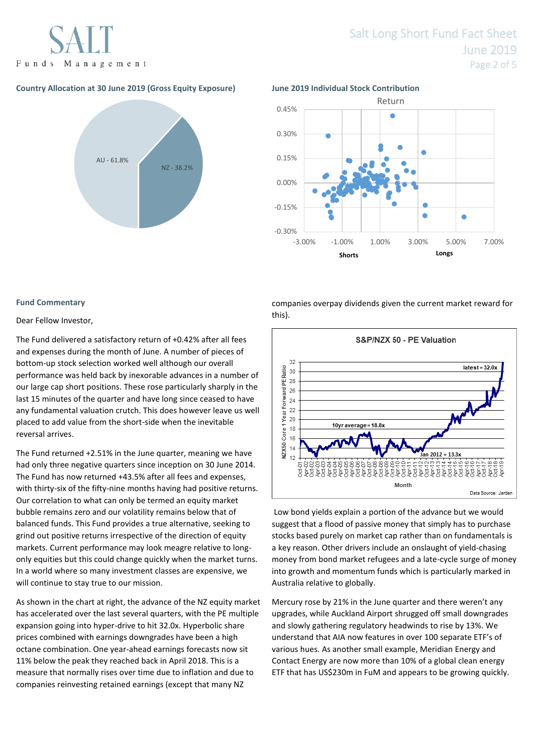### Country Allocation at 30 June 2019 (Gross Equity Exposure)

AU - 61.8%

NZ - 38.2%

### June 2019 Individual Stock Contribution

Return

Shorts | Longs

### Fund Commentary

Dear Fellow Investor,

The Fund delivered a satisfactory return of +0.42% after all fees and expenses during the month of June. A number of pieces of bottom-up stock selection worked well although our overall performance was held back by inexorable advances in a number of our large cap short positions. These rose particularly sharply in the last 15 minutes of the quarter and have long since ceased to have any fundamental valuation crutch. This does however leave us well placed to add value from the short-side when the inevitable reversal arrives.

The Fund returned +2.51% in the June quarter, meaning we have had only three negative quarters since inception on 30 June 2014. The Fund has now returned +43.5% after all fees and expenses, with thirty-six of the fifty-nine months having had positive returns. Our correlation to what can only be termed an equity market bubble remains zero and our volatility remains below that of balanced funds. This Fund provides a true alternative, seeking to grind out positive returns irrespective of the direction of equity markets. Current performance may look meagre relative to long-only equities but this could change quickly when the market turns. In a world where so many investment classes are expensive, we will continue to stay true to our mission.

As shown in the chart at right, the advance of the NZ equity market has accelerated over the last several quarters, with the PE multiple expansion going into hyper-drive to hit 32.0x. Hyperbolic share prices combined with earnings downgrades have been a high octane combination. One year-ahead earnings forecasts now sit 11% below the peak they reached back in April 2018. This is a measure that normally rises over time due to inflation and due to companies reinvesting retained earnings (except that many NZ companies overpay dividends given the current market reward for this).

**S&P/NZX 50 - PE Valuation**

NZX50 Core 1 Year Forward PE Ratio

latest = 32.0x

10yr average = 18.8x

Jan 2012 = 13.3x

Month

Data Source: Jarden

Low bond yields explain a portion of the advance but we would suggest that a flood of passive money that simply has to purchase stocks based purely on market cap rather than on fundamentals is a key reason. Other drivers include an onslaught of yield-chasing money from bond market refugees and a late-cycle surge of money into growth and momentum funds which is particularly marked in Australia relative to globally.

Mercury rose by 21% in the June quarter and there weren't any upgrades, while Auckland Airport shrugged off small downgrades and slowly gathering regulatory headwinds to rise by 13%. We understand that AIA now features in over 100 separate ETF's of various hues. As another small example, Meridian Energy and Contact Energy are now more than 10% of a global clean energy ETF that has US$230m in FuM and appears to be growing quickly.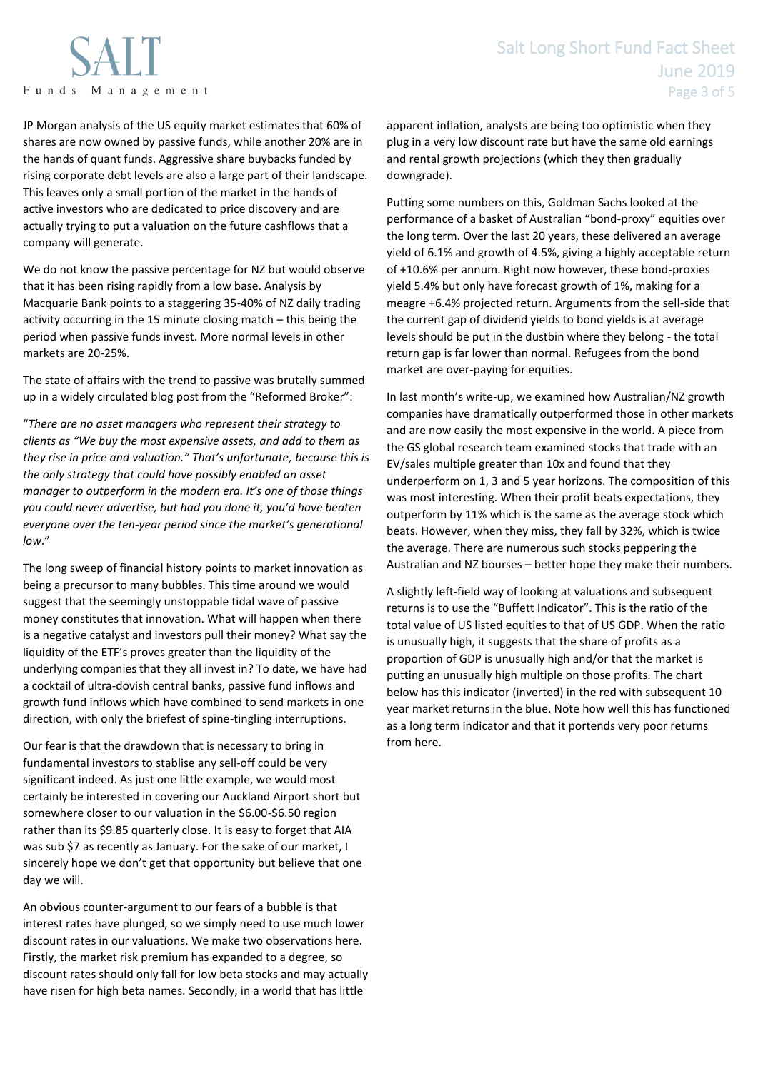JP Morgan analysis of the US equity market estimates that 60% of shares are now owned by passive funds, while another 20% are in the hands of quant funds. Aggressive share buybacks funded by rising corporate debt levels are also a large part of their landscape. This leaves only a small portion of the market in the hands of active investors who are dedicated to price discovery and are actually trying to put a valuation on the future cashflows that a company will generate.

We do not know the passive percentage for NZ but would observe that it has been rising rapidly from a low base. Analysis by Macquarie Bank points to a staggering 35-40% of NZ daily trading activity occurring in the 15 minute closing match – this being the period when passive funds invest. More normal levels in other markets are 20-25%.

The state of affairs with the trend to passive was brutally summed up in a widely circulated blog post from the "Reformed Broker":

"*There are no asset managers who represent their strategy to clients as "We buy the most expensive assets, and add to them as they rise in price and valuation." That's unfortunate, because this is the only strategy that could have possibly enabled an asset manager to outperform in the modern era. It's one of those things you could never advertise, but had you done it, you'd have beaten everyone over the ten-year period since the market's generational low*."

The long sweep of financial history points to market innovation as being a precursor to many bubbles. This time around we would suggest that the seemingly unstoppable tidal wave of passive money constitutes that innovation. What will happen when there is a negative catalyst and investors pull their money? What say the liquidity of the ETF's proves greater than the liquidity of the underlying companies that they all invest in? To date, we have had a cocktail of ultra-dovish central banks, passive fund inflows and growth fund inflows which have combined to send markets in one direction, with only the briefest of spine-tingling interruptions.

Our fear is that the drawdown that is necessary to bring in fundamental investors to stablise any sell-off could be very significant indeed. As just one little example, we would most certainly be interested in covering our Auckland Airport short but somewhere closer to our valuation in the $6.00-$6.50 region rather than its $9.85 quarterly close. It is easy to forget that AIA was sub $7 as recently as January. For the sake of our market, I sincerely hope we don't get that opportunity but believe that one day we will.

An obvious counter-argument to our fears of a bubble is that interest rates have plunged, so we simply need to use much lower discount rates in our valuations. We make two observations here. Firstly, the market risk premium has expanded to a degree, so discount rates should only fall for low beta stocks and may actually have risen for high beta names. Secondly, in a world that has little apparent inflation, analysts are being too optimistic when they plug in a very low discount rate but have the same old earnings and rental growth projections (which they then gradually downgrade).

Putting some numbers on this, Goldman Sachs looked at the performance of a basket of Australian "bond-proxy" equities over the long term. Over the last 20 years, these delivered an average yield of 6.1% and growth of 4.5%, giving a highly acceptable return of +10.6% per annum. Right now however, these bond-proxies yield 5.4% but only have forecast growth of 1%, making for a meagre +6.4% projected return. Arguments from the sell-side that the current gap of dividend yields to bond yields is at average levels should be put in the dustbin where they belong - the total return gap is far lower than normal. Refugees from the bond market are over-paying for equities.

In last month's write-up, we examined how Australian/NZ growth companies have dramatically outperformed those in other markets and are now easily the most expensive in the world. A piece from the GS global research team examined stocks that trade with an EV/sales multiple greater than 10x and found that they underperform on 1, 3 and 5 year horizons. The composition of this was most interesting. When their profit beats expectations, they outperform by 11% which is the same as the average stock which beats. However, when they miss, they fall by 32%, which is twice the average. There are numerous such stocks peppering the Australian and NZ bourses – better hope they make their numbers.

A slightly left-field way of looking at valuations and subsequent returns is to use the "Buffett Indicator". This is the ratio of the total value of US listed equities to that of US GDP. When the ratio is unusually high, it suggests that the share of profits as a proportion of GDP is unusually high and/or that the market is putting an unusually high multiple on those profits. The chart below has this indicator (inverted) in the red with subsequent 10 year market returns in the blue. Note how well this has functioned as a long term indicator and that it portends very poor returns from here.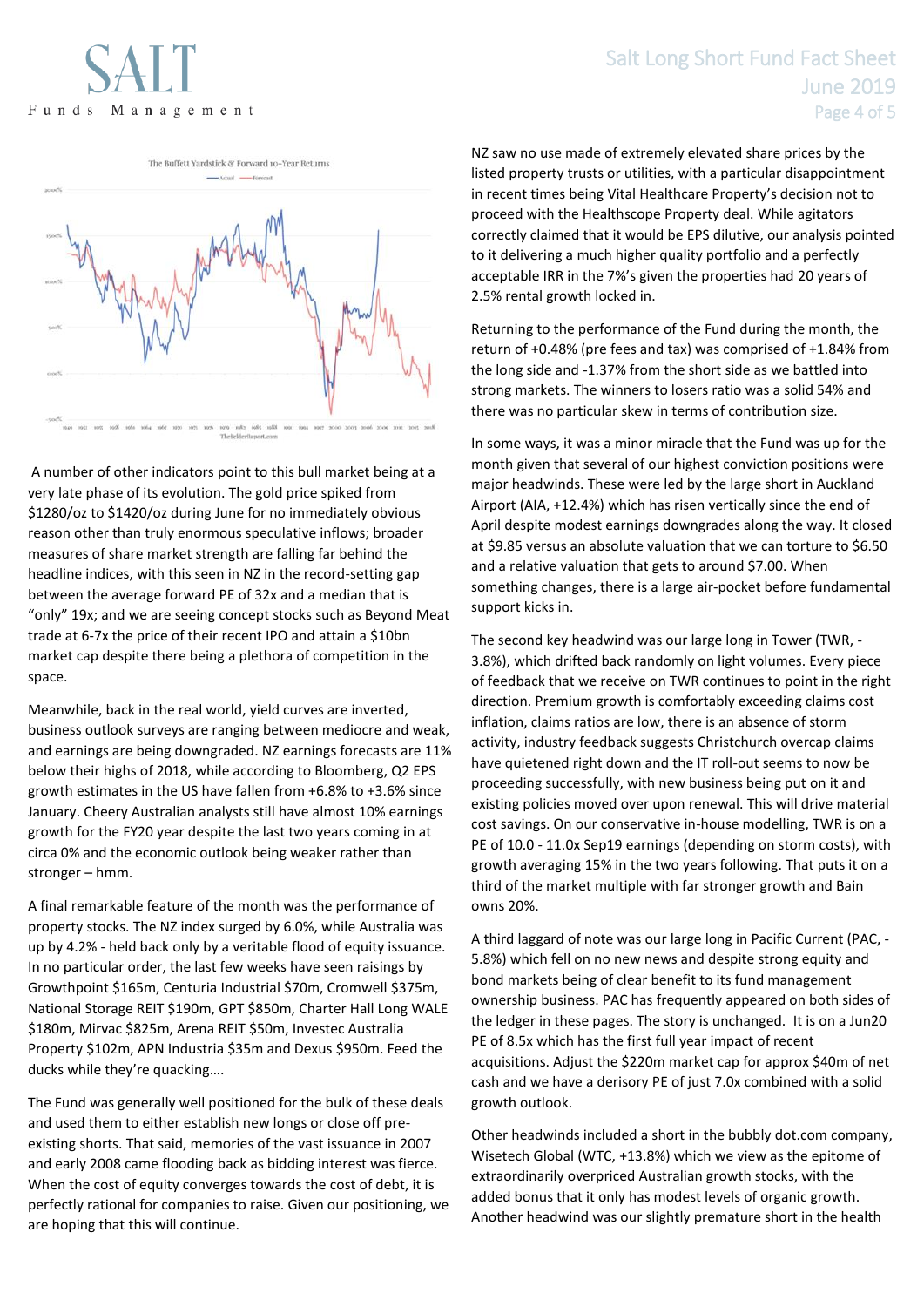A number of other indicators point to this bull market being at a very late phase of its evolution. The gold price spiked from $1280/oz to $1420/oz during June for no immediately obvious reason other than truly enormous speculative inflows; broader measures of share market strength are falling far behind the headline indices, with this seen in NZ in the record-setting gap between the average forward PE of 32x and a median that is "only" 19x; and we are seeing concept stocks such as Beyond Meat trade at 6-7x the price of their recent IPO and attain a $10bn market cap despite there being a plethora of competition in the space.

Meanwhile, back in the real world, yield curves are inverted, business outlook surveys are ranging between mediocre and weak, and earnings are being downgraded. NZ earnings forecasts are 11% below their highs of 2018, while according to Bloomberg, Q2 EPS growth estimates in the US have fallen from +6.8% to +3.6% since January. Cheery Australian analysts still have almost 10% earnings growth for the FY20 year despite the last two years coming in at circa 0% and the economic outlook being weaker rather than stronger – hmm.

A final remarkable feature of the month was the performance of property stocks. The NZ index surged by 6.0%, while Australia was up by 4.2% - held back only by a veritable flood of equity issuance. In no particular order, the last few weeks have seen raisings by Growthpoint $165m, Centuria Industrial $70m, Cromwell $375m, National Storage REIT $190m, GPT $850m, Charter Hall Long WALE $180m, Mirvac $825m, Arena REIT $50m, Investec Australia Property $102m, APN Industria $35m and Dexus $950m. Feed the ducks while they're quacking….

The Fund was generally well positioned for the bulk of these deals and used them to either establish new longs or close off pre-existing shorts. That said, memories of the vast issuance in 2007 and early 2008 came flooding back as bidding interest was fierce. When the cost of equity converges towards the cost of debt, it is perfectly rational for companies to raise. Given our positioning, we are hoping that this will continue.

NZ saw no use made of extremely elevated share prices by the listed property trusts or utilities, with a particular disappointment in recent times being Vital Healthcare Property's decision not to proceed with the Healthscope Property deal. While agitators correctly claimed that it would be EPS dilutive, our analysis pointed to it delivering a much higher quality portfolio and a perfectly acceptable IRR in the 7%'s given the properties had 20 years of 2.5% rental growth locked in.

Returning to the performance of the Fund during the month, the return of +0.48% (pre fees and tax) was comprised of +1.84% from the long side and -1.37% from the short side as we battled into strong markets. The winners to losers ratio was a solid 54% and there was no particular skew in terms of contribution size.

In some ways, it was a minor miracle that the Fund was up for the month given that several of our highest conviction positions were major headwinds. These were led by the large short in Auckland Airport (AIA, +12.4%) which has risen vertically since the end of April despite modest earnings downgrades along the way. It closed at $9.85 versus an absolute valuation that we can torture to $6.50 and a relative valuation that gets to around $7.00. When something changes, there is a large air-pocket before fundamental support kicks in.

The second key headwind was our large long in Tower (TWR, -3.8%), which drifted back randomly on light volumes. Every piece of feedback that we receive on TWR continues to point in the right direction. Premium growth is comfortably exceeding claims cost inflation, claims ratios are low, there is an absence of storm activity, industry feedback suggests Christchurch overcap claims have quietened right down and the IT roll-out seems to now be proceeding successfully, with new business being put on it and existing policies moved over upon renewal. This will drive material cost savings. On our conservative in-house modelling, TWR is on a PE of 10.0 - 11.0x Sep19 earnings (depending on storm costs), with growth averaging 15% in the two years following. That puts it on a third of the market multiple with far stronger growth and Bain owns 20%.

A third laggard of note was our large long in Pacific Current (PAC, -5.8%) which fell on no new news and despite strong equity and bond markets being of clear benefit to its fund management ownership business. PAC has frequently appeared on both sides of the ledger in these pages. The story is unchanged. It is on a Jun20 PE of 8.5x which has the first full year impact of recent acquisitions. Adjust the $220m market cap for approx $40m of net cash and we have a derisory PE of just 7.0x combined with a solid growth outlook.

Other headwinds included a short in the bubbly dot.com company, Wisetech Global (WTC, +13.8%) which we view as the epitome of extraordinarily overpriced Australian growth stocks, with the added bonus that it only has modest levels of organic growth. Another headwind was our slightly premature short in the health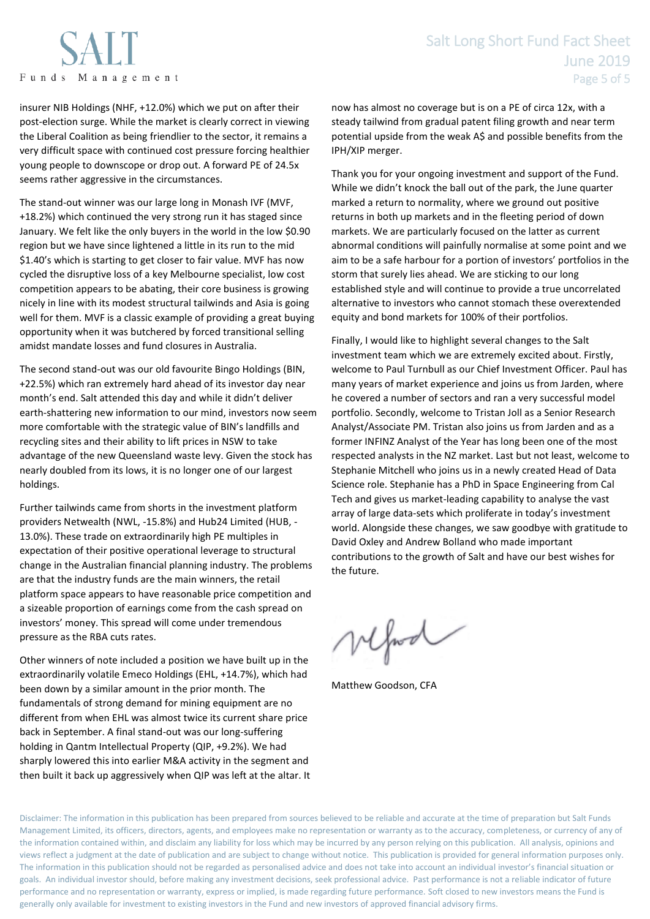insurer NIB Holdings (NHF, +12.0%) which we put on after their post-election surge. While the market is clearly correct in viewing the Liberal Coalition as being friendlier to the sector, it remains a very difficult space with continued cost pressure forcing healthier young people to downscope or drop out. A forward PE of 24.5x seems rather aggressive in the circumstances.

The stand-out winner was our large long in Monash IVF (MVF, +18.2%) which continued the very strong run it has staged since January. We felt like the only buyers in the world in the low $0.90 region but we have since lightened a little in its run to the mid $1.40's which is starting to get closer to fair value. MVF has now cycled the disruptive loss of a key Melbourne specialist, low cost competition appears to be abating, their core business is growing nicely in line with its modest structural tailwinds and Asia is going well for them. MVF is a classic example of providing a great buying opportunity when it was butchered by forced transitional selling amidst mandate losses and fund closures in Australia.

The second stand-out was our old favourite Bingo Holdings (BIN, +22.5%) which ran extremely hard ahead of its investor day near month's end. Salt attended this day and while it didn't deliver earth-shattering new information to our mind, investors now seem more comfortable with the strategic value of BIN's landfills and recycling sites and their ability to lift prices in NSW to take advantage of the new Queensland waste levy. Given the stock has nearly doubled from its lows, it is no longer one of our largest holdings.

Further tailwinds came from shorts in the investment platform providers Netwealth (NWL, -15.8%) and Hub24 Limited (HUB, -13.0%). These trade on extraordinarily high PE multiples in expectation of their positive operational leverage to structural change in the Australian financial planning industry. The problems are that the industry funds are the main winners, the retail platform space appears to have reasonable price competition and a sizeable proportion of earnings come from the cash spread on investors' money. This spread will come under tremendous pressure as the RBA cuts rates.

Other winners of note included a position we have built up in the extraordinarily volatile Emeco Holdings (EHL, +14.7%), which had been down by a similar amount in the prior month. The fundamentals of strong demand for mining equipment are no different from when EHL was almost twice its current share price back in September. A final stand-out was our long-suffering holding in Qantm Intellectual Property (QIP, +9.2%). We had sharply lowered this into earlier M&A activity in the segment and then built it back up aggressively when QIP was left at the altar. It now has almost no coverage but is on a PE of circa 12x, with a steady tailwind from gradual patent filing growth and near term potential upside from the weak A$ and possible benefits from the IPH/XIP merger.

Thank you for your ongoing investment and support of the Fund. While we didn't knock the ball out of the park, the June quarter marked a return to normality, where we ground out positive returns in both up markets and in the fleeting period of down markets. We are particularly focused on the latter as current abnormal conditions will painfully normalise at some point and we aim to be a safe harbour for a portion of investors' portfolios in the storm that surely lies ahead. We are sticking to our long established style and will continue to provide a true uncorrelated alternative to investors who cannot stomach these overextended equity and bond markets for 100% of their portfolios.

Finally, I would like to highlight several changes to the Salt investment team which we are extremely excited about. Firstly, welcome to Paul Turnbull as our Chief Investment Officer. Paul has many years of market experience and joins us from Jarden, where he covered a number of sectors and ran a very successful model portfolio. Secondly, welcome to Tristan Joll as a Senior Research Analyst/Associate PM. Tristan also joins us from Jarden and as a former INFINZ Analyst of the Year has long been one of the most respected analysts in the NZ market. Last but not least, welcome to Stephanie Mitchell who joins us in a newly created Head of Data Science role. Stephanie has a PhD in Space Engineering from Cal Tech and gives us market-leading capability to analyse the vast array of large data-sets which proliferate in today's investment world. Alongside these changes, we saw goodbye with gratitude to David Oxley and Andrew Bolland who made important contributions to the growth of Salt and have our best wishes for the future.

Matthew Goodson, CFA

Disclaimer: The information in this publication has been prepared from sources believed to be reliable and accurate at the time of preparation but Salt Funds Management Limited, its officers, directors, agents, and employees make no representation or warranty as to the accuracy, completeness, or currency of any of the information contained within, and disclaim any liability for loss which may be incurred by any person relying on this publication. All analysis, opinions and views reflect a judgment at the date of publication and are subject to change without notice. This publication is provided for general information purposes only. The information in this publication should not be regarded as personalised advice and does not take into account an individual investor's financial situation or goals. An individual investor should, before making any investment decisions, seek professional advice. Past performance is not a reliable indicator of future performance and no representation or warranty, express or implied, is made regarding future performance. Soft closed to new investors means the Fund is generally only available for investment to existing investors in the Fund and new investors of approved financial advisory firms.